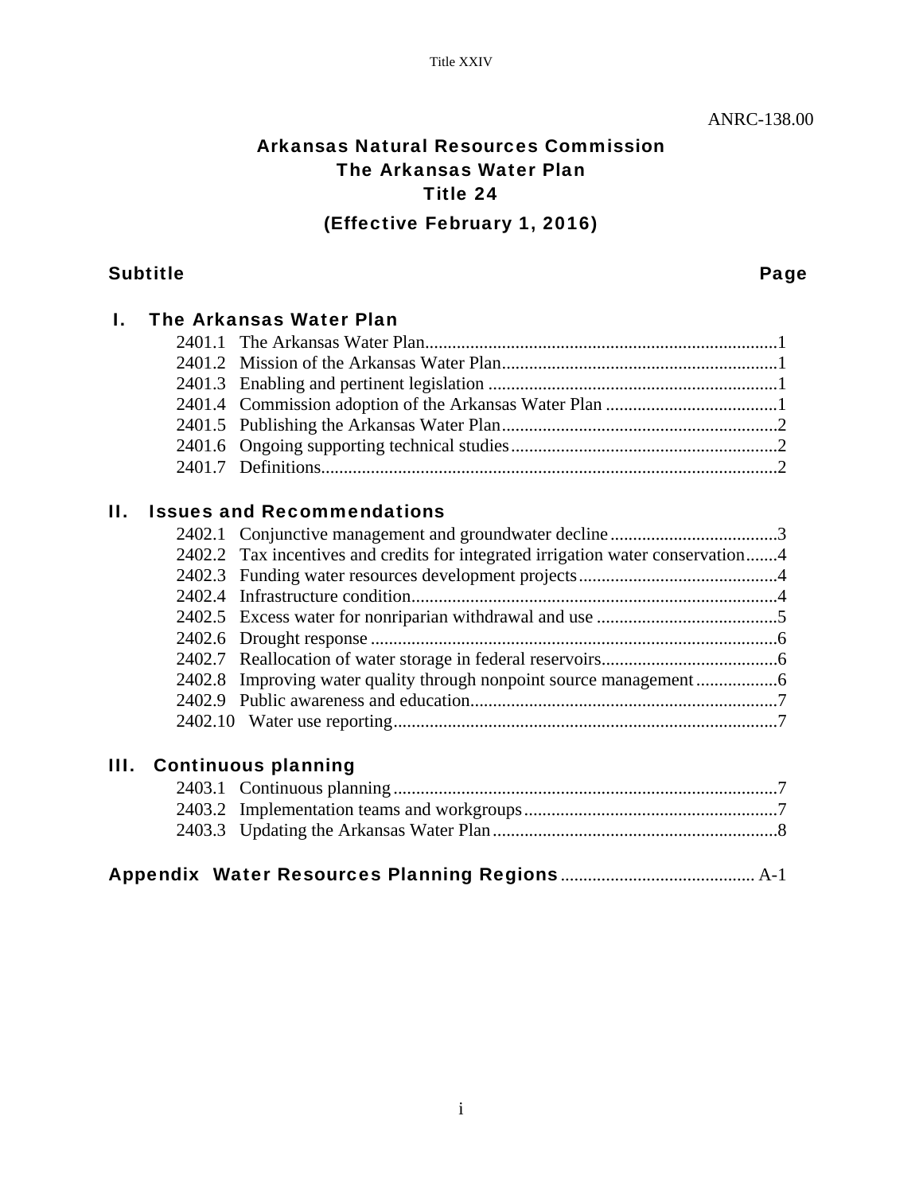ANRC-138.00

# Arkansas Natural Resources Commission
# The Arkansas Water Plan
# Title 24
## (Effective February 1, 2016)

| Subtitle | | Page |
|---|---|---|
| **I. The Arkansas Water Plan** | | |
| 2401.1 | The Arkansas Water Plan | 1 |
| 2401.2 | Mission of the Arkansas Water Plan | 1 |
| 2401.3 | Enabling and pertinent legislation | 1 |
| 2401.4 | Commission adoption of the Arkansas Water Plan | 1 |
| 2401.5 | Publishing the Arkansas Water Plan | 2 |
| 2401.6 | Ongoing supporting technical studies | 2 |
| 2401.7 | Definitions | 2 |
| **II. Issues and Recommendations** | | |
| 2402.1 | Conjunctive management and groundwater decline | 3 |
| 2402.2 | Tax incentives and credits for integrated irrigation water conservation | 4 |
| 2402.3 | Funding water resources development projects | 4 |
| 2402.4 | Infrastructure condition | 4 |
| 2402.5 | Excess water for nonriparian withdrawal and use | 5 |
| 2402.6 | Drought response | 6 |
| 2402.7 | Reallocation of water storage in federal reservoirs | 6 |
| 2402.8 | Improving water quality through nonpoint source management | 6 |
| 2402.9 | Public awareness and education | 7 |
| 2402.10 | Water use reporting | 7 |
| **III. Continuous planning** | | |
| 2403.1 | Continuous planning | 7 |
| 2403.2 | Implementation teams and workgroups | 7 |
| 2403.3 | Updating the Arkansas Water Plan | 8 |
| **Appendix Water Resources Planning Regions** | | A-1 |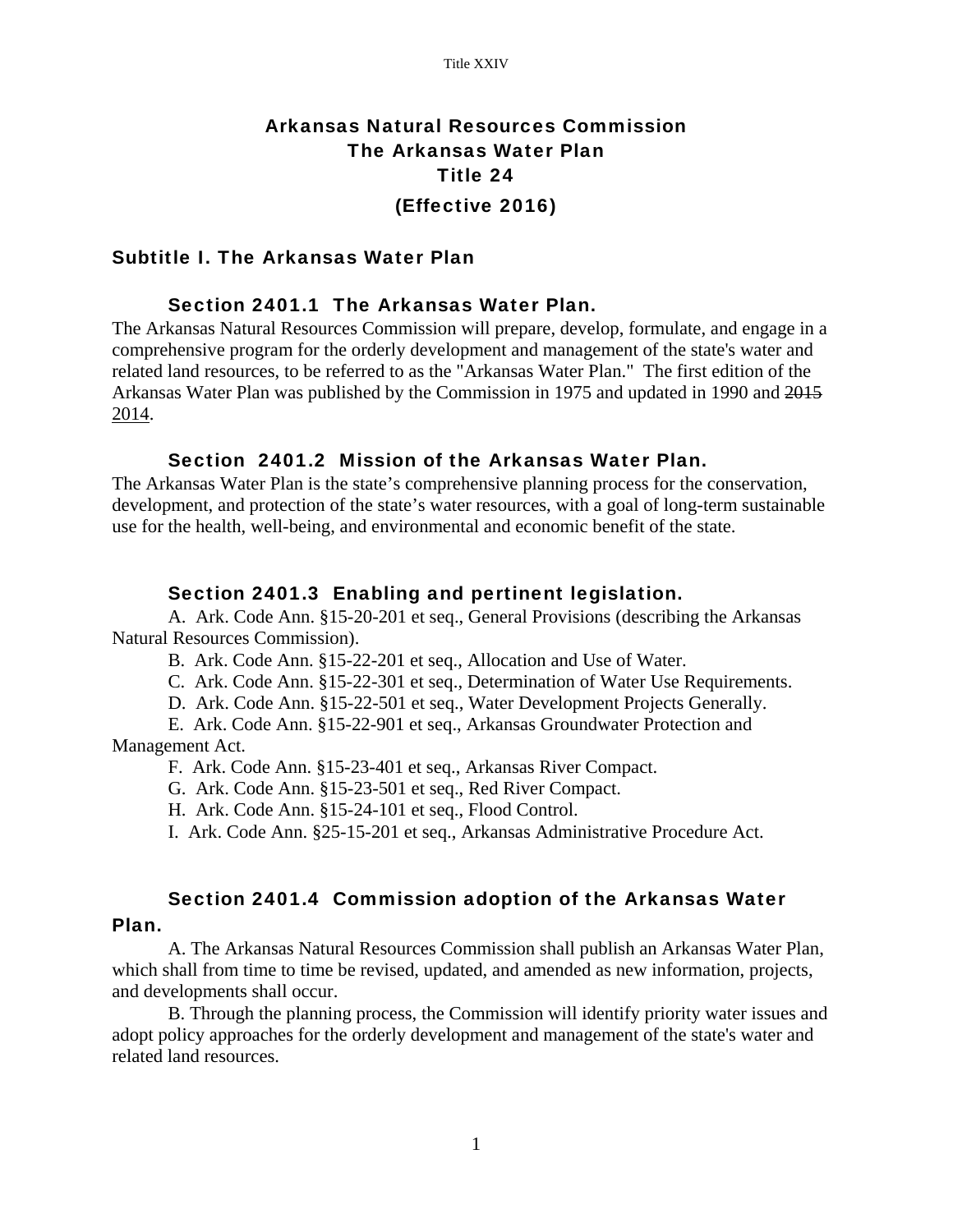# Arkansas Natural Resources Commission
# The Arkansas Water Plan
# Title 24
## (Effective 2016)

## Subtitle I. The Arkansas Water Plan

### Section 2401.1 The Arkansas Water Plan.

The Arkansas Natural Resources Commission will prepare, develop, formulate, and engage in a comprehensive program for the orderly development and management of the state's water and related land resources, to be referred to as the "Arkansas Water Plan." The first edition of the Arkansas Water Plan was published by the Commission in 1975 and updated in 1990 and ~~2015~~ <u>2014</u>.

### Section 2401.2 Mission of the Arkansas Water Plan.

The Arkansas Water Plan is the state's comprehensive planning process for the conservation, development, and protection of the state's water resources, with a goal of long-term sustainable use for the health, well-being, and environmental and economic benefit of the state.

### Section 2401.3 Enabling and pertinent legislation.

A. Ark. Code Ann. §15-20-201 et seq., General Provisions (describing the Arkansas Natural Resources Commission).

B. Ark. Code Ann. §15-22-201 et seq., Allocation and Use of Water.

C. Ark. Code Ann. §15-22-301 et seq., Determination of Water Use Requirements.

D. Ark. Code Ann. §15-22-501 et seq., Water Development Projects Generally.

E. Ark. Code Ann. §15-22-901 et seq., Arkansas Groundwater Protection and Management Act.

F. Ark. Code Ann. §15-23-401 et seq., Arkansas River Compact.

G. Ark. Code Ann. §15-23-501 et seq., Red River Compact.

H. Ark. Code Ann. §15-24-101 et seq., Flood Control.

I. Ark. Code Ann. §25-15-201 et seq., Arkansas Administrative Procedure Act.

### Section 2401.4 Commission adoption of the Arkansas Water Plan.

A. The Arkansas Natural Resources Commission shall publish an Arkansas Water Plan, which shall from time to time be revised, updated, and amended as new information, projects, and developments shall occur.

B. Through the planning process, the Commission will identify priority water issues and adopt policy approaches for the orderly development and management of the state's water and related land resources.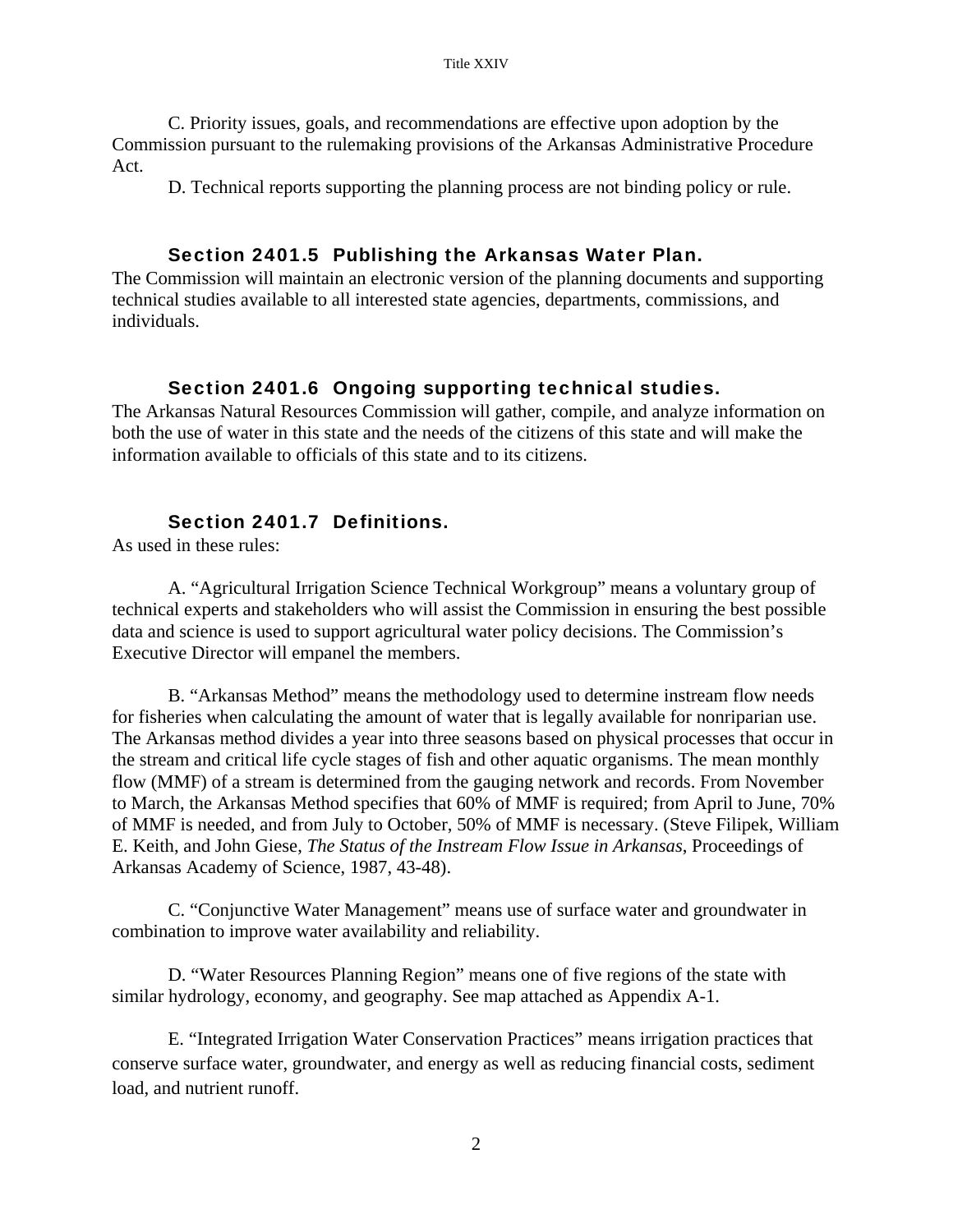C. Priority issues, goals, and recommendations are effective upon adoption by the Commission pursuant to the rulemaking provisions of the Arkansas Administrative Procedure Act.

D. Technical reports supporting the planning process are not binding policy or rule.

### Section 2401.5 Publishing the Arkansas Water Plan.

The Commission will maintain an electronic version of the planning documents and supporting technical studies available to all interested state agencies, departments, commissions, and individuals.

### Section 2401.6 Ongoing supporting technical studies.

The Arkansas Natural Resources Commission will gather, compile, and analyze information on both the use of water in this state and the needs of the citizens of this state and will make the information available to officials of this state and to its citizens.

### Section 2401.7 Definitions.

As used in these rules:

A. "Agricultural Irrigation Science Technical Workgroup" means a voluntary group of technical experts and stakeholders who will assist the Commission in ensuring the best possible data and science is used to support agricultural water policy decisions. The Commission's Executive Director will empanel the members.

B. "Arkansas Method" means the methodology used to determine instream flow needs for fisheries when calculating the amount of water that is legally available for nonriparian use. The Arkansas method divides a year into three seasons based on physical processes that occur in the stream and critical life cycle stages of fish and other aquatic organisms. The mean monthly flow (MMF) of a stream is determined from the gauging network and records. From November to March, the Arkansas Method specifies that 60% of MMF is required; from April to June, 70% of MMF is needed, and from July to October, 50% of MMF is necessary. (Steve Filipek, William E. Keith, and John Giese, *The Status of the Instream Flow Issue in Arkansas*, Proceedings of Arkansas Academy of Science, 1987, 43-48).

C. "Conjunctive Water Management" means use of surface water and groundwater in combination to improve water availability and reliability.

D. "Water Resources Planning Region" means one of five regions of the state with similar hydrology, economy, and geography. See map attached as Appendix A-1.

E. "Integrated Irrigation Water Conservation Practices" means irrigation practices that conserve surface water, groundwater, and energy as well as reducing financial costs, sediment load, and nutrient runoff.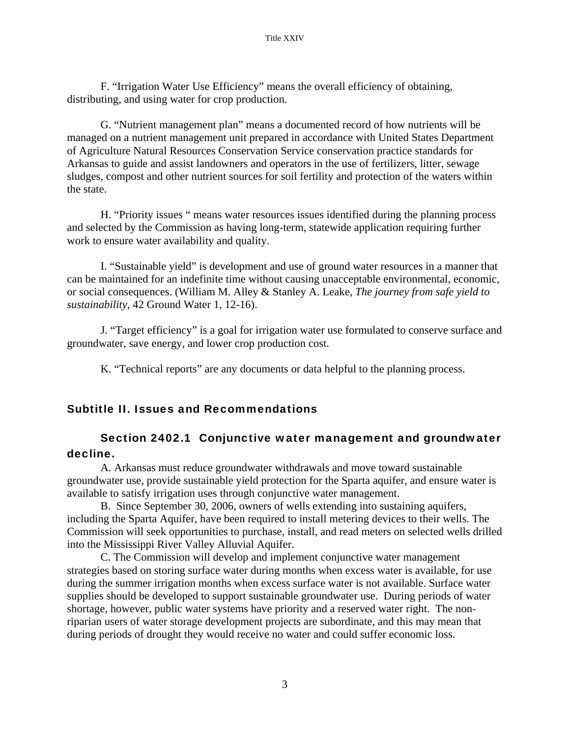F. "Irrigation Water Use Efficiency" means the overall efficiency of obtaining, distributing, and using water for crop production.

G. "Nutrient management plan" means a documented record of how nutrients will be managed on a nutrient management unit prepared in accordance with United States Department of Agriculture Natural Resources Conservation Service conservation practice standards for Arkansas to guide and assist landowners and operators in the use of fertilizers, litter, sewage sludges, compost and other nutrient sources for soil fertility and protection of the waters within the state.

H. "Priority issues " means water resources issues identified during the planning process and selected by the Commission as having long-term, statewide application requiring further work to ensure water availability and quality.

I. "Sustainable yield" is development and use of ground water resources in a manner that can be maintained for an indefinite time without causing unacceptable environmental, economic, or social consequences. (William M. Alley & Stanley A. Leake, *The journey from safe yield to sustainability*, 42 Ground Water 1, 12-16).

J. "Target efficiency" is a goal for irrigation water use formulated to conserve surface and groundwater, save energy, and lower crop production cost.

K. "Technical reports" are any documents or data helpful to the planning process.

## Subtitle II. Issues and Recommendations

### Section 2402.1 Conjunctive water management and groundwater decline.

A. Arkansas must reduce groundwater withdrawals and move toward sustainable groundwater use, provide sustainable yield protection for the Sparta aquifer, and ensure water is available to satisfy irrigation uses through conjunctive water management.

B. Since September 30, 2006, owners of wells extending into sustaining aquifers, including the Sparta Aquifer, have been required to install metering devices to their wells. The Commission will seek opportunities to purchase, install, and read meters on selected wells drilled into the Mississippi River Valley Alluvial Aquifer.

C. The Commission will develop and implement conjunctive water management strategies based on storing surface water during months when excess water is available, for use during the summer irrigation months when excess surface water is not available. Surface water supplies should be developed to support sustainable groundwater use. During periods of water shortage, however, public water systems have priority and a reserved water right. The non-riparian users of water storage development projects are subordinate, and this may mean that during periods of drought they would receive no water and could suffer economic loss.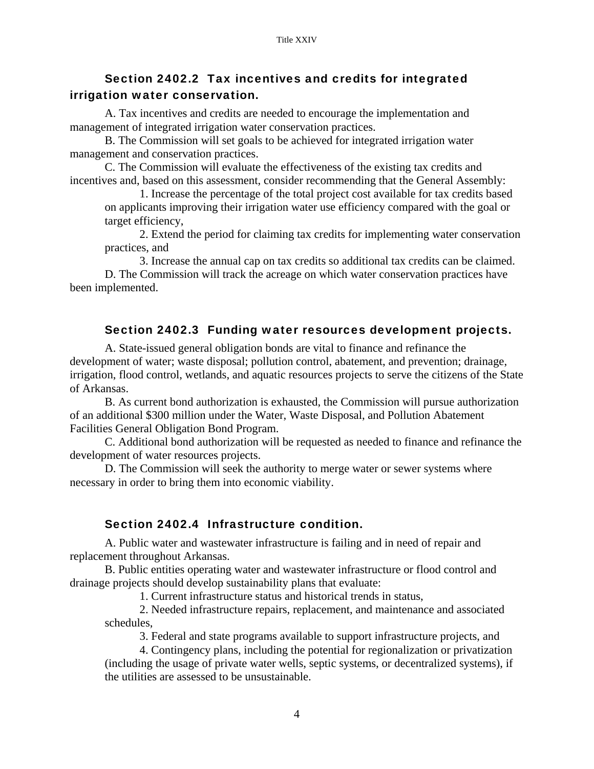### Section 2402.2 Tax incentives and credits for integrated irrigation water conservation.

A. Tax incentives and credits are needed to encourage the implementation and management of integrated irrigation water conservation practices.

B. The Commission will set goals to be achieved for integrated irrigation water management and conservation practices.

C. The Commission will evaluate the effectiveness of the existing tax credits and incentives and, based on this assessment, consider recommending that the General Assembly:

1. Increase the percentage of the total project cost available for tax credits based on applicants improving their irrigation water use efficiency compared with the goal or target efficiency,

2. Extend the period for claiming tax credits for implementing water conservation practices, and

3. Increase the annual cap on tax credits so additional tax credits can be claimed.

D. The Commission will track the acreage on which water conservation practices have been implemented.

### Section 2402.3 Funding water resources development projects.

A. State-issued general obligation bonds are vital to finance and refinance the development of water; waste disposal; pollution control, abatement, and prevention; drainage, irrigation, flood control, wetlands, and aquatic resources projects to serve the citizens of the State of Arkansas.

B. As current bond authorization is exhausted, the Commission will pursue authorization of an additional $300 million under the Water, Waste Disposal, and Pollution Abatement Facilities General Obligation Bond Program.

C. Additional bond authorization will be requested as needed to finance and refinance the development of water resources projects.

D. The Commission will seek the authority to merge water or sewer systems where necessary in order to bring them into economic viability.

### Section 2402.4 Infrastructure condition.

A. Public water and wastewater infrastructure is failing and in need of repair and replacement throughout Arkansas.

B. Public entities operating water and wastewater infrastructure or flood control and drainage projects should develop sustainability plans that evaluate:

1. Current infrastructure status and historical trends in status,

2. Needed infrastructure repairs, replacement, and maintenance and associated schedules,

3. Federal and state programs available to support infrastructure projects, and

4. Contingency plans, including the potential for regionalization or privatization (including the usage of private water wells, septic systems, or decentralized systems), if the utilities are assessed to be unsustainable.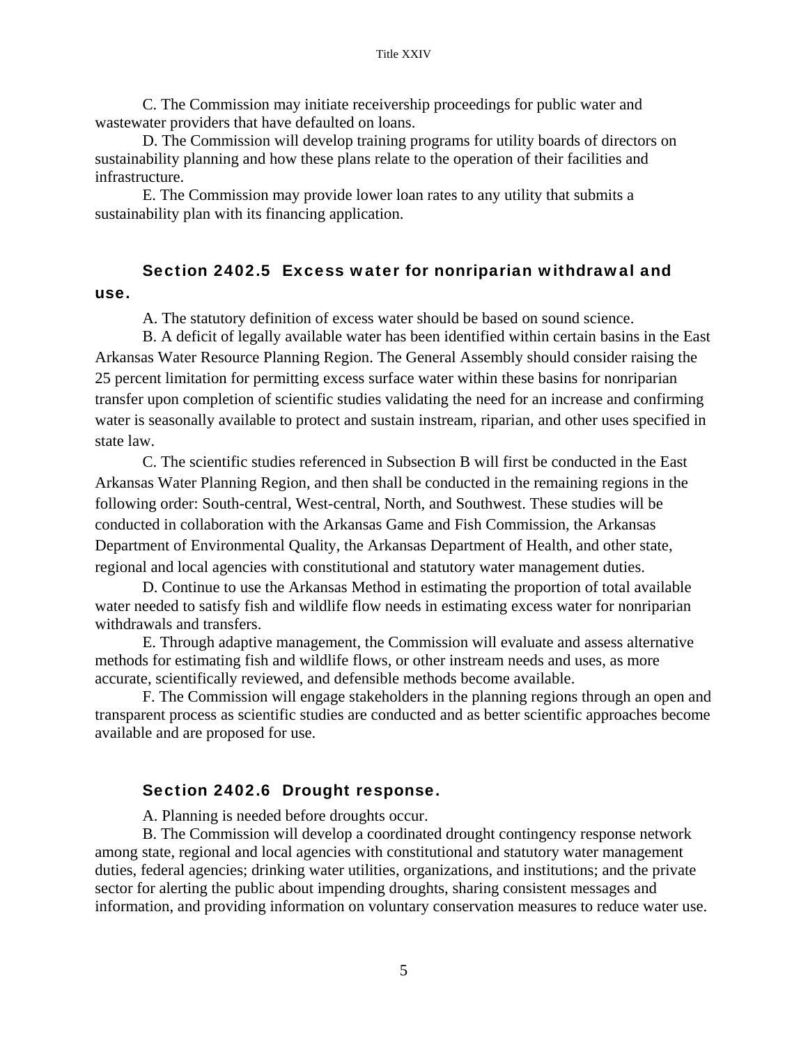C. The Commission may initiate receivership proceedings for public water and wastewater providers that have defaulted on loans.

D. The Commission will develop training programs for utility boards of directors on sustainability planning and how these plans relate to the operation of their facilities and infrastructure.

E. The Commission may provide lower loan rates to any utility that submits a sustainability plan with its financing application.

### Section 2402.5 Excess water for nonriparian withdrawal and use.

A. The statutory definition of excess water should be based on sound science.

B. A deficit of legally available water has been identified within certain basins in the East Arkansas Water Resource Planning Region. The General Assembly should consider raising the 25 percent limitation for permitting excess surface water within these basins for nonriparian transfer upon completion of scientific studies validating the need for an increase and confirming water is seasonally available to protect and sustain instream, riparian, and other uses specified in state law.

C. The scientific studies referenced in Subsection B will first be conducted in the East Arkansas Water Planning Region, and then shall be conducted in the remaining regions in the following order: South-central, West-central, North, and Southwest. These studies will be conducted in collaboration with the Arkansas Game and Fish Commission, the Arkansas Department of Environmental Quality, the Arkansas Department of Health, and other state, regional and local agencies with constitutional and statutory water management duties.

D. Continue to use the Arkansas Method in estimating the proportion of total available water needed to satisfy fish and wildlife flow needs in estimating excess water for nonriparian withdrawals and transfers.

E. Through adaptive management, the Commission will evaluate and assess alternative methods for estimating fish and wildlife flows, or other instream needs and uses, as more accurate, scientifically reviewed, and defensible methods become available.

F. The Commission will engage stakeholders in the planning regions through an open and transparent process as scientific studies are conducted and as better scientific approaches become available and are proposed for use.

### Section 2402.6 Drought response.

A. Planning is needed before droughts occur.

B. The Commission will develop a coordinated drought contingency response network among state, regional and local agencies with constitutional and statutory water management duties, federal agencies; drinking water utilities, organizations, and institutions; and the private sector for alerting the public about impending droughts, sharing consistent messages and information, and providing information on voluntary conservation measures to reduce water use.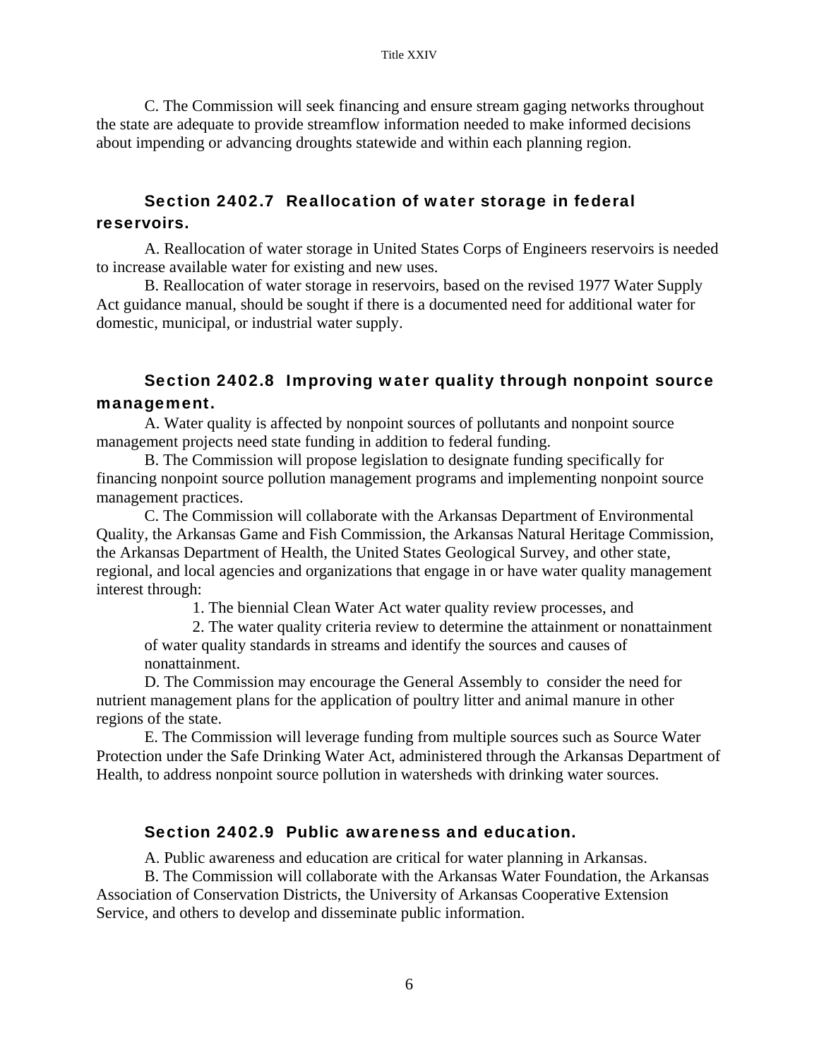C. The Commission will seek financing and ensure stream gaging networks throughout the state are adequate to provide streamflow information needed to make informed decisions about impending or advancing droughts statewide and within each planning region.

### Section 2402.7 Reallocation of water storage in federal reservoirs.

A. Reallocation of water storage in United States Corps of Engineers reservoirs is needed to increase available water for existing and new uses.

B. Reallocation of water storage in reservoirs, based on the revised 1977 Water Supply Act guidance manual, should be sought if there is a documented need for additional water for domestic, municipal, or industrial water supply.

### Section 2402.8 Improving water quality through nonpoint source management.

A. Water quality is affected by nonpoint sources of pollutants and nonpoint source management projects need state funding in addition to federal funding.

B. The Commission will propose legislation to designate funding specifically for financing nonpoint source pollution management programs and implementing nonpoint source management practices.

C. The Commission will collaborate with the Arkansas Department of Environmental Quality, the Arkansas Game and Fish Commission, the Arkansas Natural Heritage Commission, the Arkansas Department of Health, the United States Geological Survey, and other state, regional, and local agencies and organizations that engage in or have water quality management interest through:

1. The biennial Clean Water Act water quality review processes, and
2. The water quality criteria review to determine the attainment or nonattainment of water quality standards in streams and identify the sources and causes of nonattainment.

D. The Commission may encourage the General Assembly to consider the need for nutrient management plans for the application of poultry litter and animal manure in other regions of the state.

E. The Commission will leverage funding from multiple sources such as Source Water Protection under the Safe Drinking Water Act, administered through the Arkansas Department of Health, to address nonpoint source pollution in watersheds with drinking water sources.

### Section 2402.9 Public awareness and education.

A. Public awareness and education are critical for water planning in Arkansas.

B. The Commission will collaborate with the Arkansas Water Foundation, the Arkansas Association of Conservation Districts, the University of Arkansas Cooperative Extension Service, and others to develop and disseminate public information.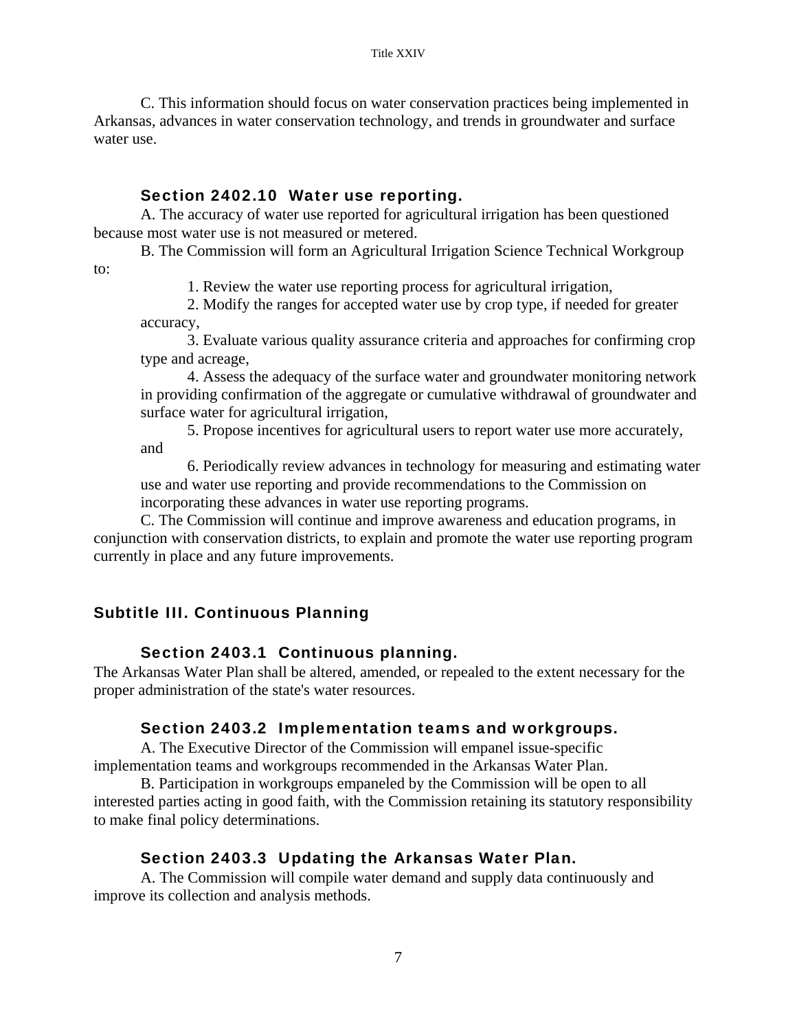C. This information should focus on water conservation practices being implemented in Arkansas, advances in water conservation technology, and trends in groundwater and surface water use.

### Section 2402.10 Water use reporting.

A. The accuracy of water use reported for agricultural irrigation has been questioned because most water use is not measured or metered.

B. The Commission will form an Agricultural Irrigation Science Technical Workgroup to:

1. Review the water use reporting process for agricultural irrigation,
2. Modify the ranges for accepted water use by crop type, if needed for greater accuracy,
3. Evaluate various quality assurance criteria and approaches for confirming crop type and acreage,
4. Assess the adequacy of the surface water and groundwater monitoring network in providing confirmation of the aggregate or cumulative withdrawal of groundwater and surface water for agricultural irrigation,
5. Propose incentives for agricultural users to report water use more accurately, and
6. Periodically review advances in technology for measuring and estimating water use and water use reporting and provide recommendations to the Commission on incorporating these advances in water use reporting programs.

C. The Commission will continue and improve awareness and education programs, in conjunction with conservation districts, to explain and promote the water use reporting program currently in place and any future improvements.

## Subtitle III. Continuous Planning

### Section 2403.1 Continuous planning.

The Arkansas Water Plan shall be altered, amended, or repealed to the extent necessary for the proper administration of the state's water resources.

### Section 2403.2 Implementation teams and workgroups.

A. The Executive Director of the Commission will empanel issue-specific implementation teams and workgroups recommended in the Arkansas Water Plan.

B. Participation in workgroups empaneled by the Commission will be open to all interested parties acting in good faith, with the Commission retaining its statutory responsibility to make final policy determinations.

### Section 2403.3 Updating the Arkansas Water Plan.

A. The Commission will compile water demand and supply data continuously and improve its collection and analysis methods.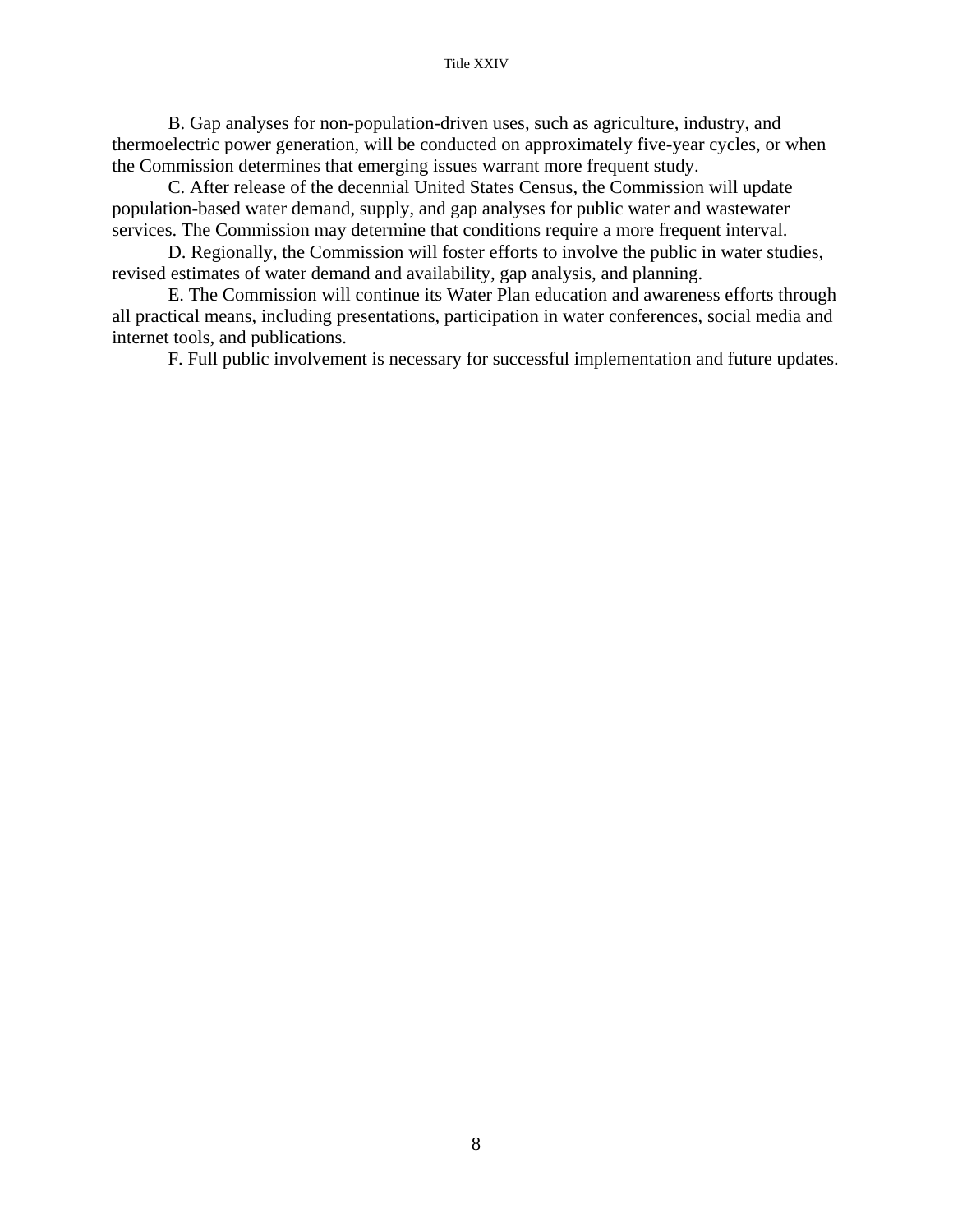B. Gap analyses for non-population-driven uses, such as agriculture, industry, and thermoelectric power generation, will be conducted on approximately five-year cycles, or when the Commission determines that emerging issues warrant more frequent study.

C. After release of the decennial United States Census, the Commission will update population-based water demand, supply, and gap analyses for public water and wastewater services. The Commission may determine that conditions require a more frequent interval.

D. Regionally, the Commission will foster efforts to involve the public in water studies, revised estimates of water demand and availability, gap analysis, and planning.

E. The Commission will continue its Water Plan education and awareness efforts through all practical means, including presentations, participation in water conferences, social media and internet tools, and publications.

F. Full public involvement is necessary for successful implementation and future updates.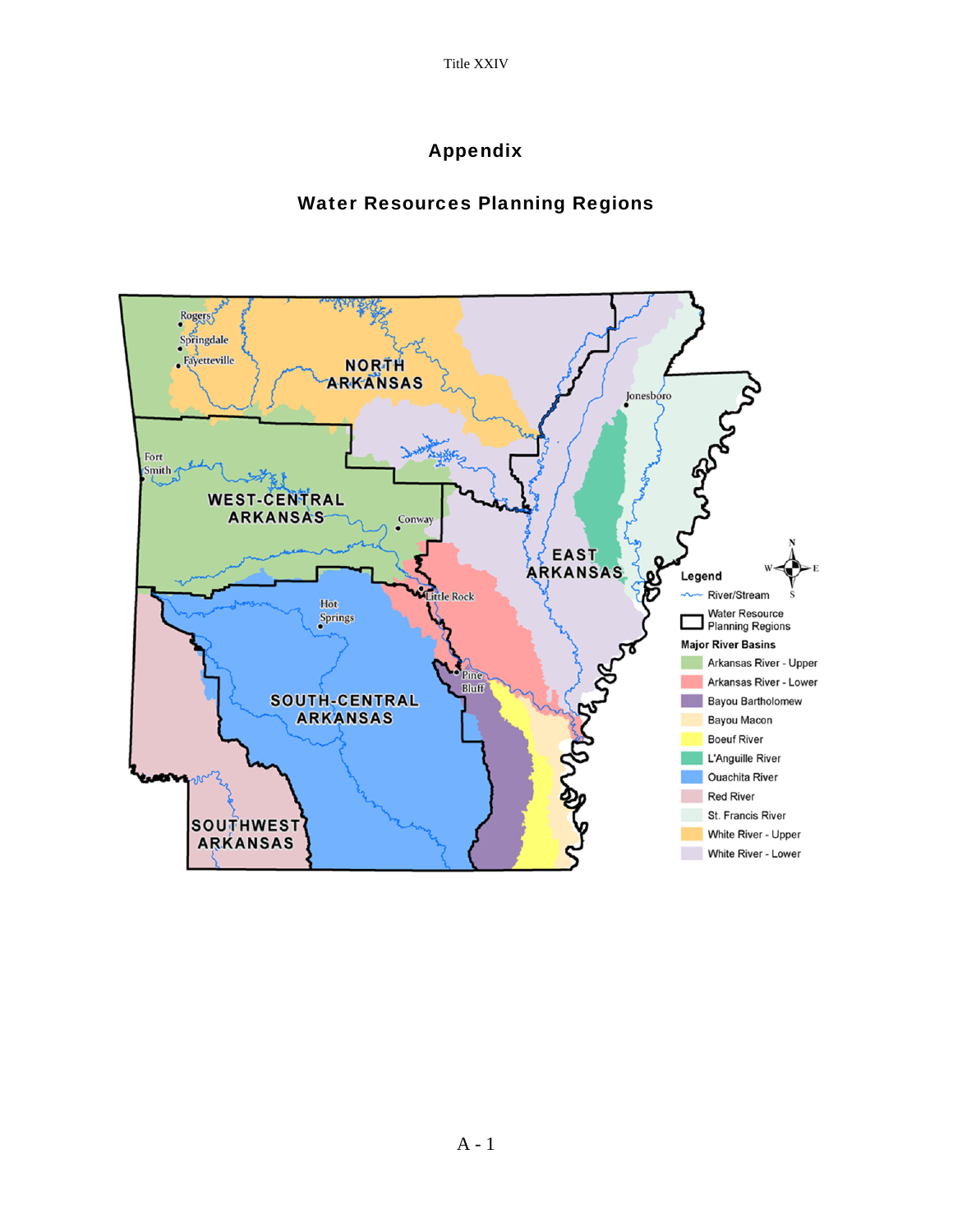# Appendix

## Water Resources Planning Regions

Rogers
Springdale
Fayetteville
NORTH ARKANSAS
Jonesboro
Fort Smith
WEST-CENTRAL ARKANSAS
Conway
EAST ARKANSAS
Little Rock
Hot Springs
Pine Bluff
SOUTH-CENTRAL ARKANSAS
SOUTHWEST ARKANSAS

N
W
E
S

Legend
River/Stream
Water Resource Planning Regions
Major River Basins
Arkansas River - Upper
Arkansas River - Lower
Bayou Bartholomew
Bayou Macon
Boeuf River
L'Anguille River
Ouachita River
Red River
St. Francis River
White River - Upper
White River - Lower